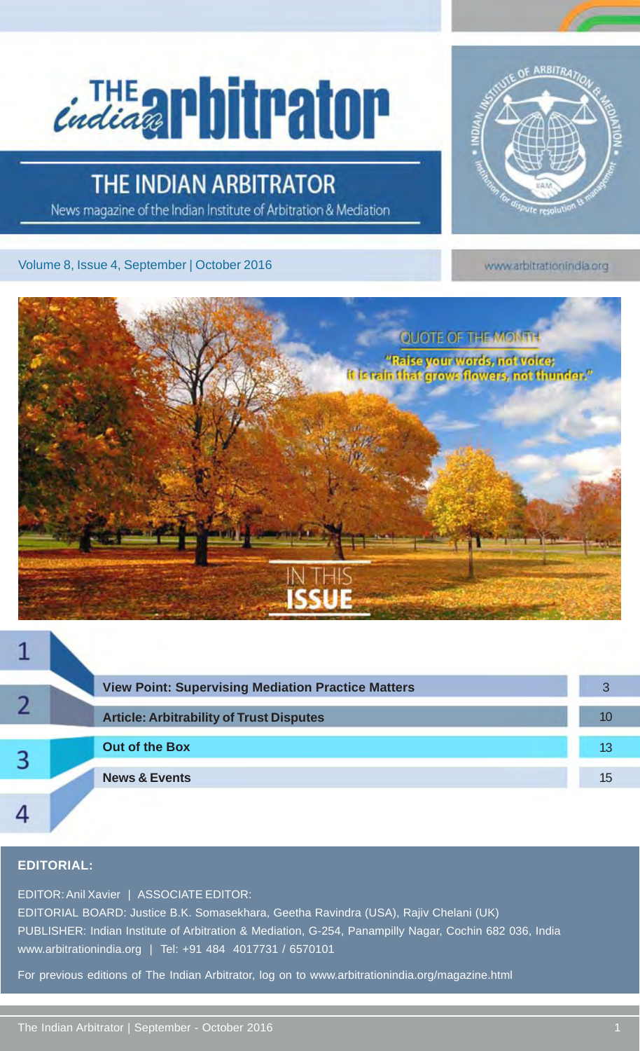# THE indian arbitrator

## THE INDIAN ARBITRATOR

News magazine of the Indian Institute of Arbitration & Mediation

Volume 8, Issue 4, September | October 2016

www.arbitrationindia.org

QUOTE OF THE MONTH

"Raise your words, not voice; it is rain that grows flowers, not thunder."

## IN THIS ISSUE

| | | |
|---|---|---|
| 1 | View Point: Supervising Mediation Practice Matters | 3 |
| 2 | Article: Arbitrability of Trust Disputes | 10 |
| 3 | Out of the Box | 13 |
| 4 | News & Events | 15 |

**EDITORIAL:**

EDITOR: Anil Xavier | ASSOCIATE EDITOR:

EDITORIAL BOARD: Justice B.K. Somasekhara, Geetha Ravindra (USA), Rajiv Chelani (UK)

PUBLISHER: Indian Institute of Arbitration & Mediation, G-254, Panampilly Nagar, Cochin 682 036, India

www.arbitrationindia.org | Tel: +91 484 4017731 / 6570101

For previous editions of The Indian Arbitrator, log on to www.arbitrationindia.org/magazine.html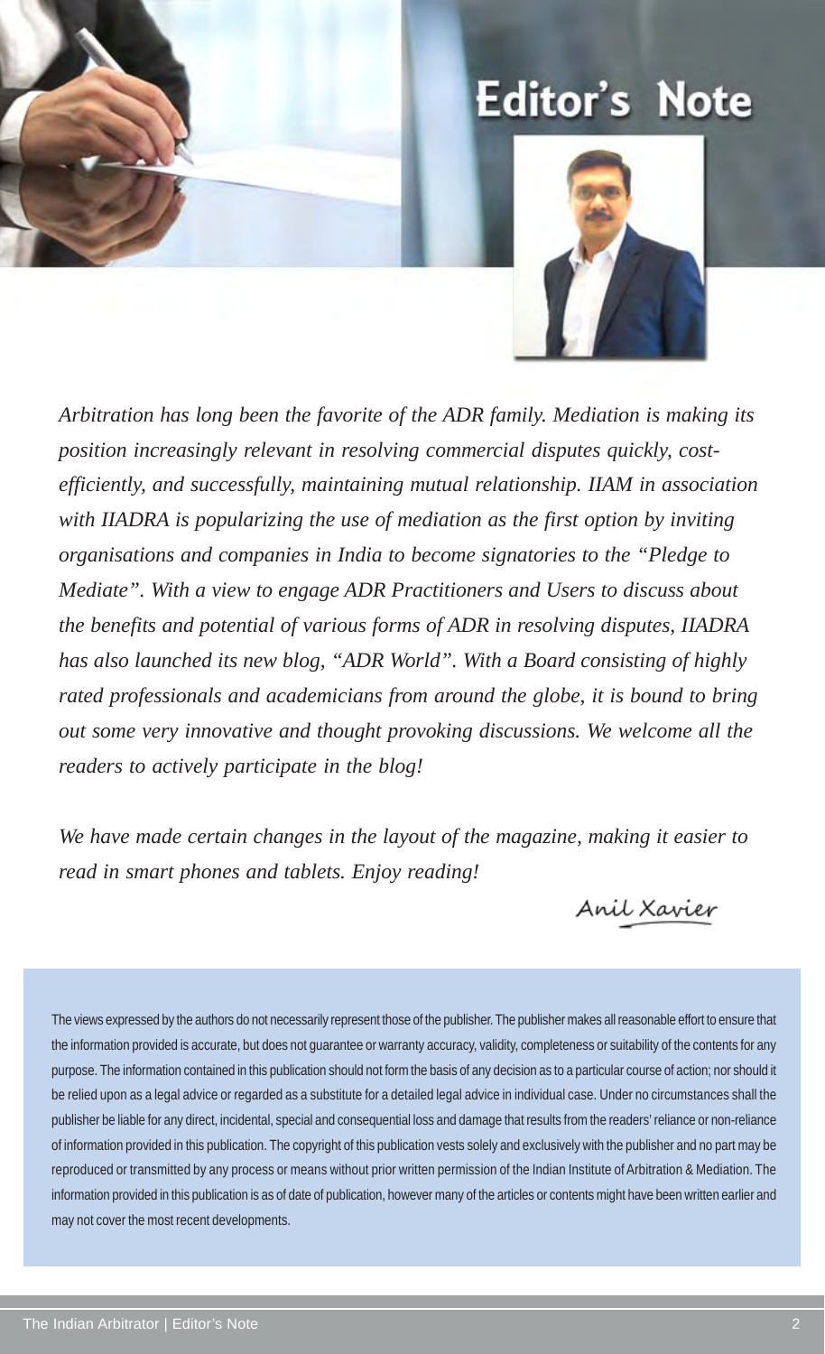# Editor's Note

*Arbitration has long been the favorite of the ADR family. Mediation is making its position increasingly relevant in resolving commercial disputes quickly, cost-efficiently, and successfully, maintaining mutual relationship. IIAM in association with IIADRA is popularizing the use of mediation as the first option by inviting organisations and companies in India to become signatories to the "Pledge to Mediate". With a view to engage ADR Practitioners and Users to discuss about the benefits and potential of various forms of ADR in resolving disputes, IIADRA has also launched its new blog, "ADR World". With a Board consisting of highly rated professionals and academicians from around the globe, it is bound to bring out some very innovative and thought provoking discussions. We welcome all the readers to actively participate in the blog!*

*We have made certain changes in the layout of the magazine, making it easier to read in smart phones and tablets. Enjoy reading!*

Anil Xavier

The views expressed by the authors do not necessarily represent those of the publisher. The publisher makes all reasonable effort to ensure that the information provided is accurate, but does not guarantee or warranty accuracy, validity, completeness or suitability of the contents for any purpose. The information contained in this publication should not form the basis of any decision as to a particular course of action; nor should it be relied upon as a legal advice or regarded as a substitute for a detailed legal advice in individual case. Under no circumstances shall the publisher be liable for any direct, incidental, special and consequential loss and damage that results from the readers' reliance or non-reliance of information provided in this publication. The copyright of this publication vests solely and exclusively with the publisher and no part may be reproduced or transmitted by any process or means without prior written permission of the Indian Institute of Arbitration & Mediation. The information provided in this publication is as of date of publication, however many of the articles or contents might have been written earlier and may not cover the most recent developments.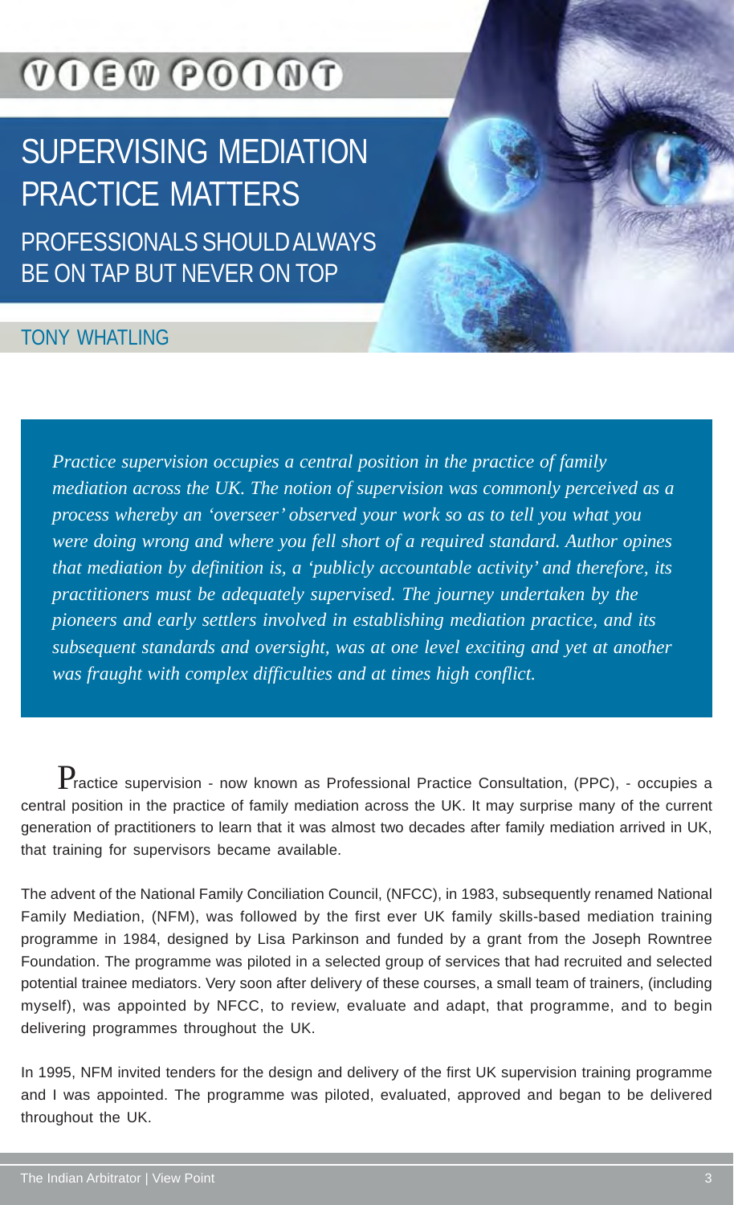VIEW POINT

# SUPERVISING MEDIATION PRACTICE MATTERS

## PROFESSIONALS SHOULD ALWAYS BE ON TAP BUT NEVER ON TOP

TONY WHATLING

*Practice supervision occupies a central position in the practice of family mediation across the UK. The notion of supervision was commonly perceived as a process whereby an 'overseer' observed your work so as to tell you what you were doing wrong and where you fell short of a required standard. Author opines that mediation by definition is, a 'publicly accountable activity' and therefore, its practitioners must be adequately supervised. The journey undertaken by the pioneers and early settlers involved in establishing mediation practice, and its subsequent standards and oversight, was at one level exciting and yet at another was fraught with complex difficulties and at times high conflict.*

Practice supervision - now known as Professional Practice Consultation, (PPC), - occupies a central position in the practice of family mediation across the UK. It may surprise many of the current generation of practitioners to learn that it was almost two decades after family mediation arrived in UK, that training for supervisors became available.

The advent of the National Family Conciliation Council, (NFCC), in 1983, subsequently renamed National Family Mediation, (NFM), was followed by the first ever UK family skills-based mediation training programme in 1984, designed by Lisa Parkinson and funded by a grant from the Joseph Rowntree Foundation. The programme was piloted in a selected group of services that had recruited and selected potential trainee mediators. Very soon after delivery of these courses, a small team of trainers, (including myself), was appointed by NFCC, to review, evaluate and adapt, that programme, and to begin delivering programmes throughout the UK.

In 1995, NFM invited tenders for the design and delivery of the first UK supervision training programme and I was appointed. The programme was piloted, evaluated, approved and began to be delivered throughout the UK.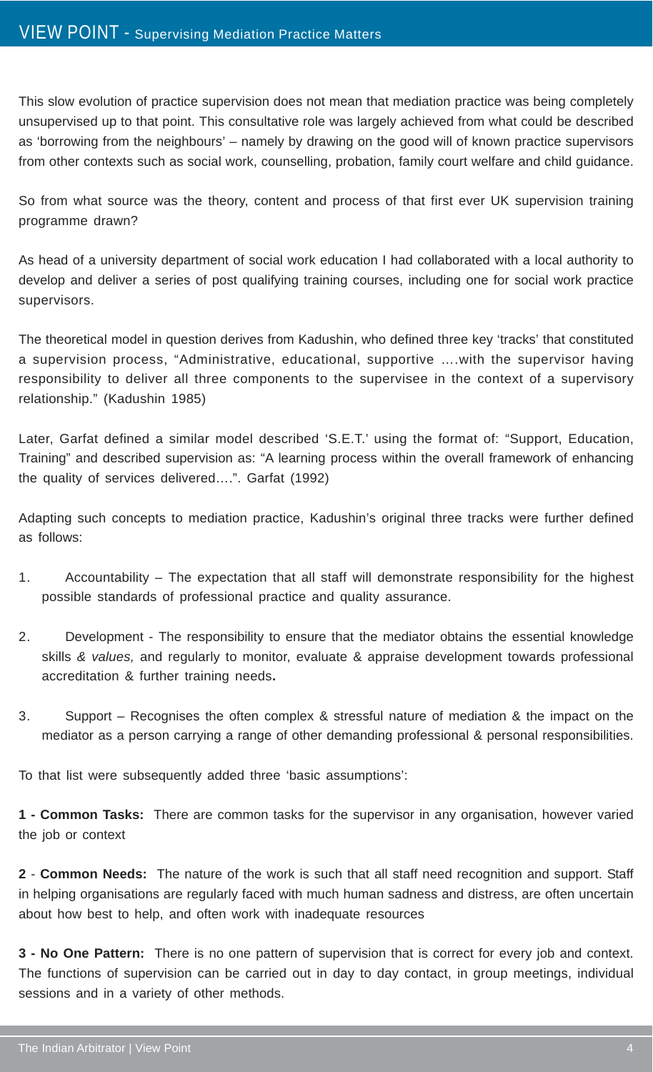This slow evolution of practice supervision does not mean that mediation practice was being completely unsupervised up to that point. This consultative role was largely achieved from what could be described as 'borrowing from the neighbours' – namely by drawing on the good will of known practice supervisors from other contexts such as social work, counselling, probation, family court welfare and child guidance.

So from what source was the theory, content and process of that first ever UK supervision training programme drawn?

As head of a university department of social work education I had collaborated with a local authority to develop and deliver a series of post qualifying training courses, including one for social work practice supervisors.

The theoretical model in question derives from Kadushin, who defined three key 'tracks' that constituted a supervision process, "Administrative, educational, supportive ….with the supervisor having responsibility to deliver all three components to the supervisee in the context of a supervisory relationship." (Kadushin 1985)

Later, Garfat defined a similar model described 'S.E.T.' using the format of: "Support, Education, Training" and described supervision as: "A learning process within the overall framework of enhancing the quality of services delivered….". Garfat (1992)

Adapting such concepts to mediation practice, Kadushin's original three tracks were further defined as follows:

1. Accountability – The expectation that all staff will demonstrate responsibility for the highest possible standards of professional practice and quality assurance.
2. Development - The responsibility to ensure that the mediator obtains the essential knowledge skills *& values,* and regularly to monitor, evaluate & appraise development towards professional accreditation & further training needs**.**
3. Support – Recognises the often complex & stressful nature of mediation & the impact on the mediator as a person carrying a range of other demanding professional & personal responsibilities.

To that list were subsequently added three 'basic assumptions':

**1 - Common Tasks:** There are common tasks for the supervisor in any organisation, however varied the job or context

**2** - **Common Needs:** The nature of the work is such that all staff need recognition and support. Staff in helping organisations are regularly faced with much human sadness and distress, are often uncertain about how best to help, and often work with inadequate resources

**3 - No One Pattern:** There is no one pattern of supervision that is correct for every job and context. The functions of supervision can be carried out in day to day contact, in group meetings, individual sessions and in a variety of other methods.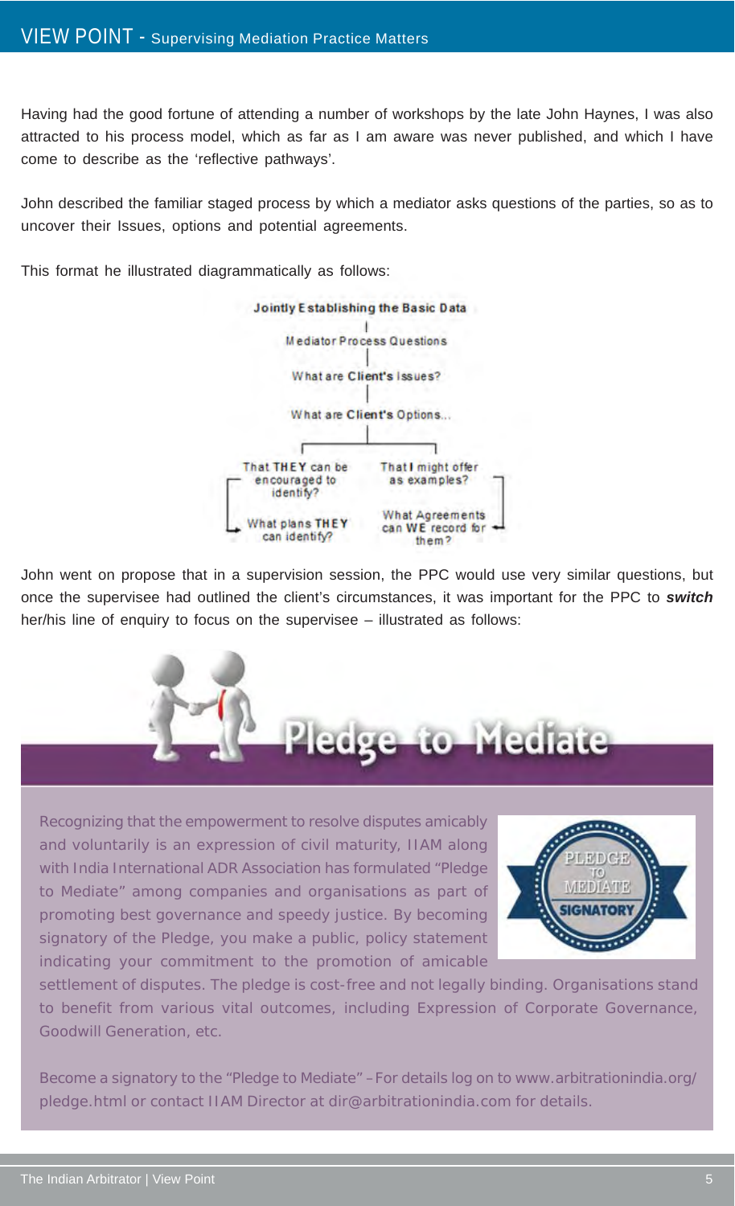## VIEW POINT - Supervising Mediation Practice Matters

Having had the good fortune of attending a number of workshops by the late John Haynes, I was also attracted to his process model, which as far as I am aware was never published, and which I have come to describe as the 'reflective pathways'.

John described the familiar staged process by which a mediator asks questions of the parties, so as to uncover their Issues, options and potential agreements.

This format he illustrated diagrammatically as follows:

Jointly Establishing the Basic Data

Mediator Process Questions

What are **Client's** Issues?

What are **Client's** Options...

That **THEY** can be encouraged to identify?

That **I** might offer as examples?

What plans **THEY** can identify?

What Agreements can **WE** record for them?

John went on propose that in a supervision session, the PPC would use very similar questions, but once the supervisee had outlined the client's circumstances, it was important for the PPC to ***switch*** her/his line of enquiry to focus on the supervisee – illustrated as follows:

## Pledge to Mediate

Recognizing that the empowerment to resolve disputes amicably and voluntarily is an expression of civil maturity, IIAM along with India International ADR Association has formulated "Pledge to Mediate" among companies and organisations as part of promoting best governance and speedy justice. By becoming signatory of the Pledge, you make a public, policy statement indicating your commitment to the promotion of amicable settlement of disputes. The pledge is cost-free and not legally binding. Organisations stand to benefit from various vital outcomes, including Expression of Corporate Governance, Goodwill Generation, etc.

PLEDGE TO MEDIATE SIGNATORY

Become a signatory to the "Pledge to Mediate" – For details log on to www.arbitrationindia.org/pledge.html or contact IIAM Director at dir@arbitrationindia.com for details.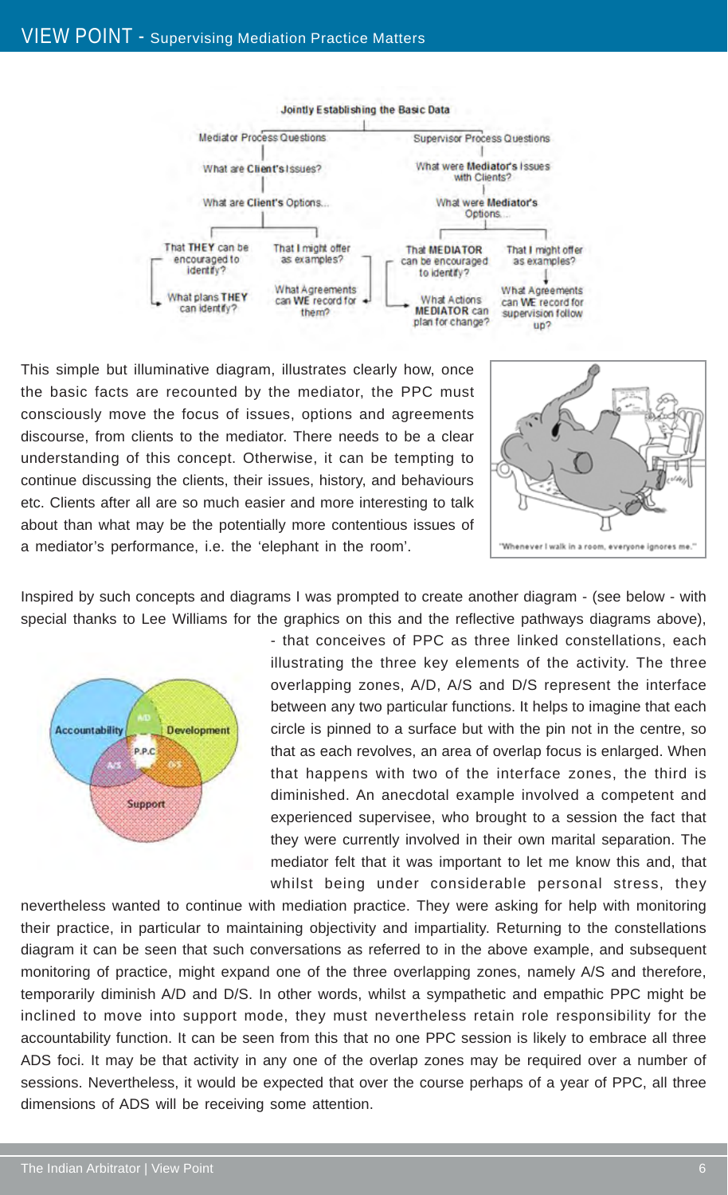Jointly Establishing the Basic Data

Mediator Process Questions

What are Client's Issues?

What are Client's Options...

That THEY can be encouraged to identify?

That I might offer as examples?

What plans THEY can identify?

What Agreements can WE record for them?

Supervisor Process Questions

What were Mediator's Issues with Clients?

What were Mediator's Options...

That MEDIATOR can be encouraged to identify?

That I might offer as examples?

What Actions MEDIATOR can plan for change?

What Agreements can WE record for supervision follow up?

This simple but illuminative diagram, illustrates clearly how, once the basic facts are recounted by the mediator, the PPC must consciously move the focus of issues, options and agreements discourse, from clients to the mediator. There needs to be a clear understanding of this concept. Otherwise, it can be tempting to continue discussing the clients, their issues, history, and behaviours etc. Clients after all are so much easier and more interesting to talk about than what may be the potentially more contentious issues of a mediator's performance, i.e. the 'elephant in the room'.

"Whenever I walk in a room, everyone ignores me."

Inspired by such concepts and diagrams I was prompted to create another diagram - (see below - with special thanks to Lee Williams for the graphics on this and the reflective pathways diagrams above), - that conceives of PPC as three linked constellations, each illustrating the three key elements of the activity. The three overlapping zones, A/D, A/S and D/S represent the interface between any two particular functions. It helps to imagine that each circle is pinned to a surface but with the pin not in the centre, so that as each revolves, an area of overlap focus is enlarged. When that happens with two of the interface zones, the third is diminished. An anecdotal example involved a competent and experienced supervisee, who brought to a session the fact that they were currently involved in their own marital separation. The mediator felt that it was important to let me know this and, that whilst being under considerable personal stress, they nevertheless wanted to continue with mediation practice. They were asking for help with monitoring their practice, in particular to maintaining objectivity and impartiality. Returning to the constellations diagram it can be seen that such conversations as referred to in the above example, and subsequent monitoring of practice, might expand one of the three overlapping zones, namely A/S and therefore, temporarily diminish A/D and D/S. In other words, whilst a sympathetic and empathic PPC might be inclined to move into support mode, they must nevertheless retain role responsibility for the accountability function. It can be seen from this that no one PPC session is likely to embrace all three ADS foci. It may be that activity in any one of the overlap zones may be required over a number of sessions. Nevertheless, it would be expected that over the course perhaps of a year of PPC, all three dimensions of ADS will be receiving some attention.

Accountability

Development

Support

A/D

A/S

D/S

P.P.C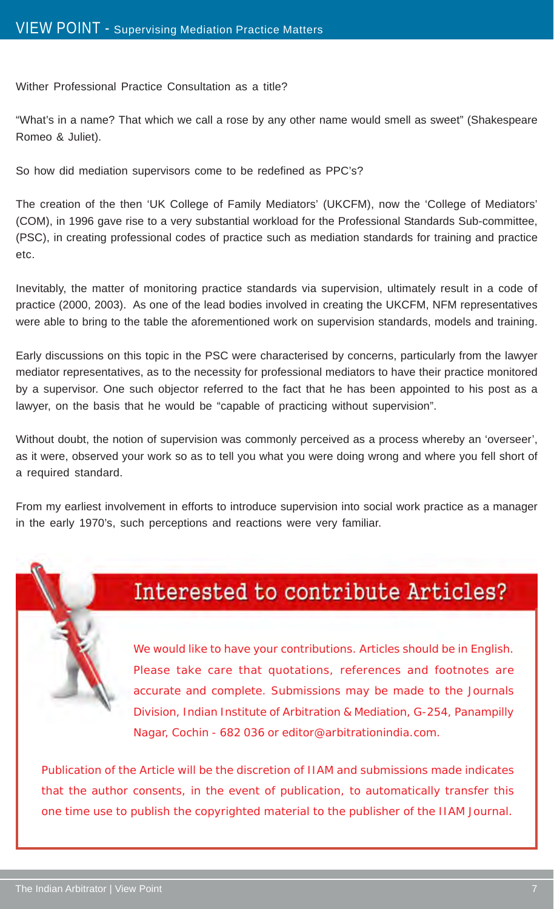Wither Professional Practice Consultation as a title?

"What's in a name? That which we call a rose by any other name would smell as sweet" (Shakespeare Romeo & Juliet).

So how did mediation supervisors come to be redefined as PPC's?

The creation of the then 'UK College of Family Mediators' (UKCFM), now the 'College of Mediators' (COM), in 1996 gave rise to a very substantial workload for the Professional Standards Sub-committee, (PSC), in creating professional codes of practice such as mediation standards for training and practice etc.

Inevitably, the matter of monitoring practice standards via supervision, ultimately result in a code of practice (2000, 2003). As one of the lead bodies involved in creating the UKCFM, NFM representatives were able to bring to the table the aforementioned work on supervision standards, models and training.

Early discussions on this topic in the PSC were characterised by concerns, particularly from the lawyer mediator representatives, as to the necessity for professional mediators to have their practice monitored by a supervisor. One such objector referred to the fact that he has been appointed to his post as a lawyer, on the basis that he would be "capable of practicing without supervision".

Without doubt, the notion of supervision was commonly perceived as a process whereby an 'overseer', as it were, observed your work so as to tell you what you were doing wrong and where you fell short of a required standard.

From my earliest involvement in efforts to introduce supervision into social work practice as a manager in the early 1970's, such perceptions and reactions were very familiar.

## Interested to contribute Articles?

We would like to have your contributions. Articles should be in English. Please take care that quotations, references and footnotes are accurate and complete. Submissions may be made to the Journals Division, Indian Institute of Arbitration & Mediation, G-254, Panampilly Nagar, Cochin - 682 036 or editor@arbitrationindia.com.

Publication of the Article will be the discretion of IIAM and submissions made indicates that the author consents, in the event of publication, to automatically transfer this one time use to publish the copyrighted material to the publisher of the IIAM Journal.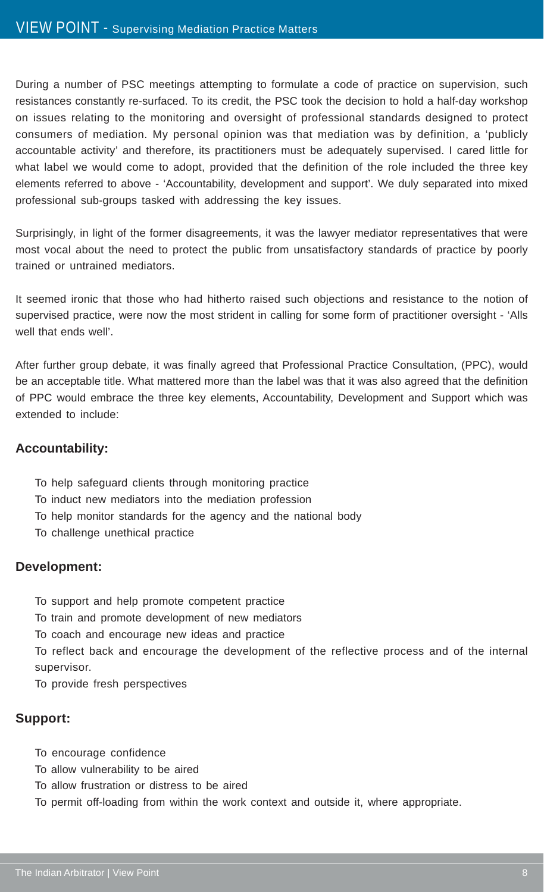During a number of PSC meetings attempting to formulate a code of practice on supervision, such resistances constantly re-surfaced. To its credit, the PSC took the decision to hold a half-day workshop on issues relating to the monitoring and oversight of professional standards designed to protect consumers of mediation. My personal opinion was that mediation was by definition, a 'publicly accountable activity' and therefore, its practitioners must be adequately supervised. I cared little for what label we would come to adopt, provided that the definition of the role included the three key elements referred to above - 'Accountability, development and support'. We duly separated into mixed professional sub-groups tasked with addressing the key issues.

Surprisingly, in light of the former disagreements, it was the lawyer mediator representatives that were most vocal about the need to protect the public from unsatisfactory standards of practice by poorly trained or untrained mediators.

It seemed ironic that those who had hitherto raised such objections and resistance to the notion of supervised practice, were now the most strident in calling for some form of practitioner oversight - 'Alls well that ends well'.

After further group debate, it was finally agreed that Professional Practice Consultation, (PPC), would be an acceptable title. What mattered more than the label was that it was also agreed that the definition of PPC would embrace the three key elements, Accountability, Development and Support which was extended to include:

**Accountability:**

- To help safeguard clients through monitoring practice
- To induct new mediators into the mediation profession
- To help monitor standards for the agency and the national body
- To challenge unethical practice

**Development:**

- To support and help promote competent practice
- To train and promote development of new mediators
- To coach and encourage new ideas and practice
- To reflect back and encourage the development of the reflective process and of the internal supervisor.
- To provide fresh perspectives

**Support:**

- To encourage confidence
- To allow vulnerability to be aired
- To allow frustration or distress to be aired
- To permit off-loading from within the work context and outside it, where appropriate.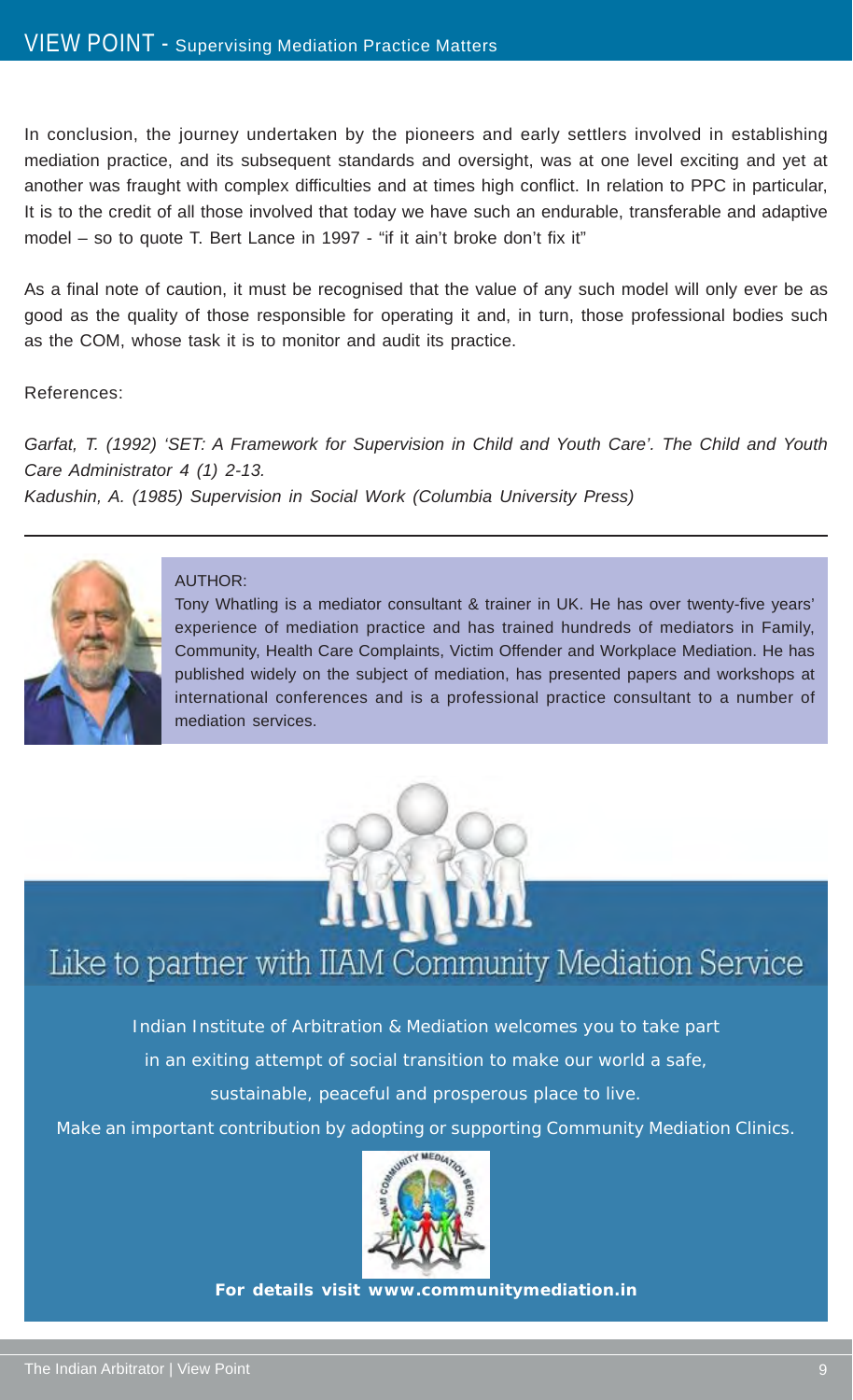In conclusion, the journey undertaken by the pioneers and early settlers involved in establishing mediation practice, and its subsequent standards and oversight, was at one level exciting and yet at another was fraught with complex difficulties and at times high conflict. In relation to PPC in particular, It is to the credit of all those involved that today we have such an endurable, transferable and adaptive model – so to quote T. Bert Lance in 1997 - "if it ain't broke don't fix it"

As a final note of caution, it must be recognised that the value of any such model will only ever be as good as the quality of those responsible for operating it and, in turn, those professional bodies such as the COM, whose task it is to monitor and audit its practice.

References:

*Garfat, T. (1992) 'SET: A Framework for Supervision in Child and Youth Care'. The Child and Youth Care Administrator 4 (1) 2-13.*

*Kadushin, A. (1985) Supervision in Social Work (Columbia University Press)*

---

AUTHOR:

Tony Whatling is a mediator consultant & trainer in UK. He has over twenty-five years' experience of mediation practice and has trained hundreds of mediators in Family, Community, Health Care Complaints, Victim Offender and Workplace Mediation. He has published widely on the subject of mediation, has presented papers and workshops at international conferences and is a professional practice consultant to a number of mediation services.

## Like to partner with IIAM Community Mediation Service

Indian Institute of Arbitration & Mediation welcomes you to take part in an exiting attempt of social transition to make our world a safe, sustainable, peaceful and prosperous place to live.

Make an important contribution by adopting or supporting Community Mediation Clinics.

**For details visit www.communitymediation.in**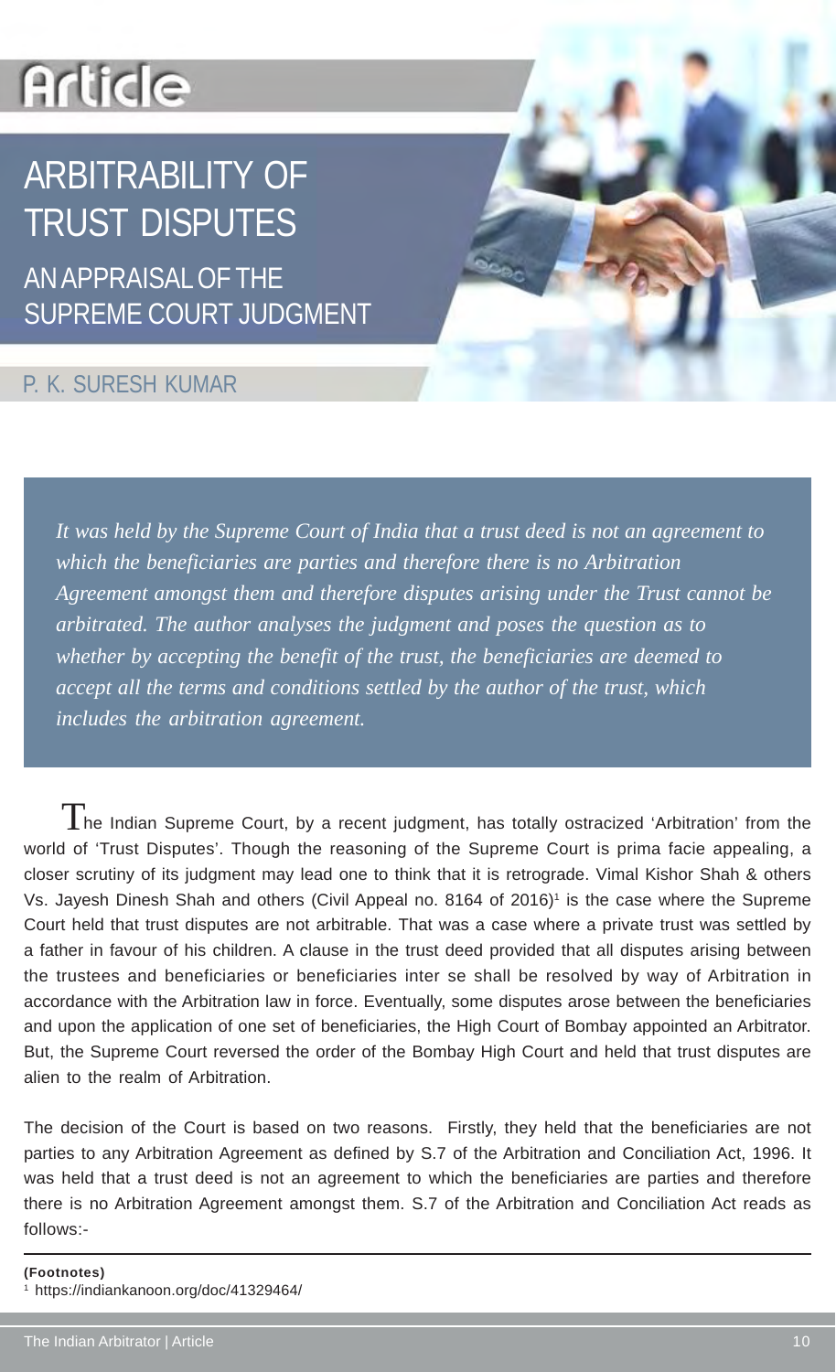# Article

# ARBITRABILITY OF TRUST DISPUTES

## AN APPRAISAL OF THE SUPREME COURT JUDGMENT

P. K. SURESH KUMAR

*It was held by the Supreme Court of India that a trust deed is not an agreement to which the beneficiaries are parties and therefore there is no Arbitration Agreement amongst them and therefore disputes arising under the Trust cannot be arbitrated. The author analyses the judgment and poses the question as to whether by accepting the benefit of the trust, the beneficiaries are deemed to accept all the terms and conditions settled by the author of the trust, which includes the arbitration agreement.*

The Indian Supreme Court, by a recent judgment, has totally ostracized 'Arbitration' from the world of 'Trust Disputes'. Though the reasoning of the Supreme Court is prima facie appealing, a closer scrutiny of its judgment may lead one to think that it is retrograde. Vimal Kishor Shah & others Vs. Jayesh Dinesh Shah and others (Civil Appeal no. 8164 of 2016)[1] is the case where the Supreme Court held that trust disputes are not arbitrable. That was a case where a private trust was settled by a father in favour of his children. A clause in the trust deed provided that all disputes arising between the trustees and beneficiaries or beneficiaries inter se shall be resolved by way of Arbitration in accordance with the Arbitration law in force. Eventually, some disputes arose between the beneficiaries and upon the application of one set of beneficiaries, the High Court of Bombay appointed an Arbitrator. But, the Supreme Court reversed the order of the Bombay High Court and held that trust disputes are alien to the realm of Arbitration.

The decision of the Court is based on two reasons. Firstly, they held that the beneficiaries are not parties to any Arbitration Agreement as defined by S.7 of the Arbitration and Conciliation Act, 1996. It was held that a trust deed is not an agreement to which the beneficiaries are parties and therefore there is no Arbitration Agreement amongst them. S.7 of the Arbitration and Conciliation Act reads as follows:-

**(Footnotes)**

[1] https://indiankanoon.org/doc/41329464/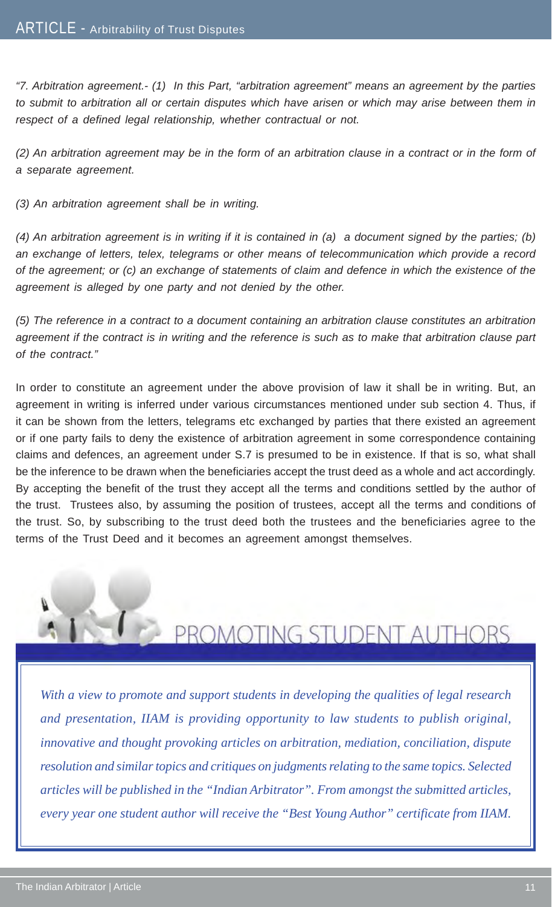*"7. Arbitration agreement.- (1) In this Part, "arbitration agreement" means an agreement by the parties to submit to arbitration all or certain disputes which have arisen or which may arise between them in respect of a defined legal relationship, whether contractual or not.*

*(2) An arbitration agreement may be in the form of an arbitration clause in a contract or in the form of a separate agreement.*

*(3) An arbitration agreement shall be in writing.*

*(4) An arbitration agreement is in writing if it is contained in (a) a document signed by the parties; (b) an exchange of letters, telex, telegrams or other means of telecommunication which provide a record of the agreement; or (c) an exchange of statements of claim and defence in which the existence of the agreement is alleged by one party and not denied by the other.*

*(5) The reference in a contract to a document containing an arbitration clause constitutes an arbitration agreement if the contract is in writing and the reference is such as to make that arbitration clause part of the contract."*

In order to constitute an agreement under the above provision of law it shall be in writing. But, an agreement in writing is inferred under various circumstances mentioned under sub section 4. Thus, if it can be shown from the letters, telegrams etc exchanged by parties that there existed an agreement or if one party fails to deny the existence of arbitration agreement in some correspondence containing claims and defences, an agreement under S.7 is presumed to be in existence. If that is so, what shall be the inference to be drawn when the beneficiaries accept the trust deed as a whole and act accordingly. By accepting the benefit of the trust they accept all the terms and conditions settled by the author of the trust. Trustees also, by assuming the position of trustees, accept all the terms and conditions of the trust. So, by subscribing to the trust deed both the trustees and the beneficiaries agree to the terms of the Trust Deed and it becomes an agreement amongst themselves.

## PROMOTING STUDENT AUTHORS

*With a view to promote and support students in developing the qualities of legal research and presentation, IIAM is providing opportunity to law students to publish original, innovative and thought provoking articles on arbitration, mediation, conciliation, dispute resolution and similar topics and critiques on judgments relating to the same topics. Selected articles will be published in the "Indian Arbitrator". From amongst the submitted articles, every year one student author will receive the "Best Young Author" certificate from IIAM.*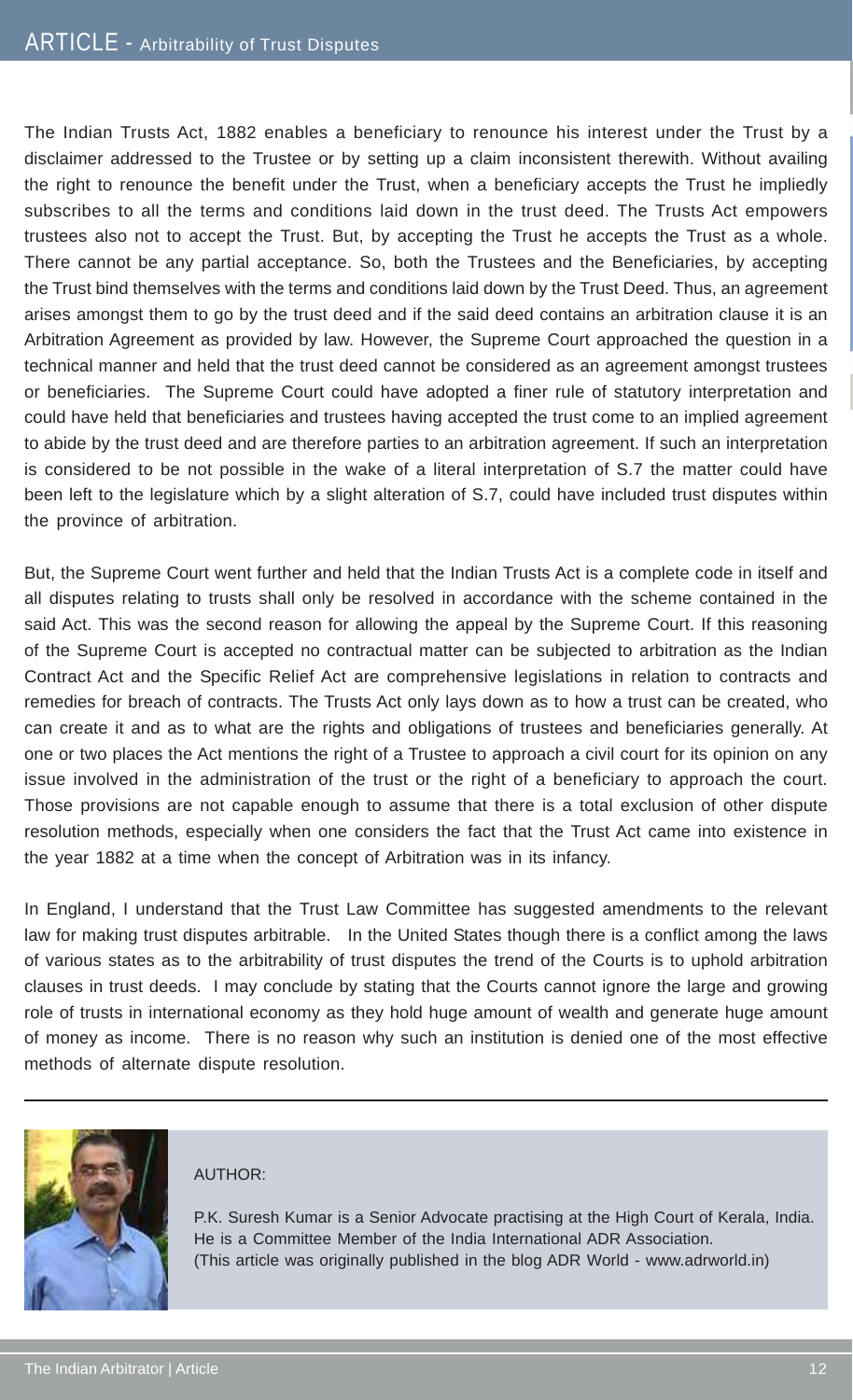The Indian Trusts Act, 1882 enables a beneficiary to renounce his interest under the Trust by a disclaimer addressed to the Trustee or by setting up a claim inconsistent therewith. Without availing the right to renounce the benefit under the Trust, when a beneficiary accepts the Trust he impliedly subscribes to all the terms and conditions laid down in the trust deed. The Trusts Act empowers trustees also not to accept the Trust. But, by accepting the Trust he accepts the Trust as a whole. There cannot be any partial acceptance. So, both the Trustees and the Beneficiaries, by accepting the Trust bind themselves with the terms and conditions laid down by the Trust Deed. Thus, an agreement arises amongst them to go by the trust deed and if the said deed contains an arbitration clause it is an Arbitration Agreement as provided by law. However, the Supreme Court approached the question in a technical manner and held that the trust deed cannot be considered as an agreement amongst trustees or beneficiaries. The Supreme Court could have adopted a finer rule of statutory interpretation and could have held that beneficiaries and trustees having accepted the trust come to an implied agreement to abide by the trust deed and are therefore parties to an arbitration agreement. If such an interpretation is considered to be not possible in the wake of a literal interpretation of S.7 the matter could have been left to the legislature which by a slight alteration of S.7, could have included trust disputes within the province of arbitration.

But, the Supreme Court went further and held that the Indian Trusts Act is a complete code in itself and all disputes relating to trusts shall only be resolved in accordance with the scheme contained in the said Act. This was the second reason for allowing the appeal by the Supreme Court. If this reasoning of the Supreme Court is accepted no contractual matter can be subjected to arbitration as the Indian Contract Act and the Specific Relief Act are comprehensive legislations in relation to contracts and remedies for breach of contracts. The Trusts Act only lays down as to how a trust can be created, who can create it and as to what are the rights and obligations of trustees and beneficiaries generally. At one or two places the Act mentions the right of a Trustee to approach a civil court for its opinion on any issue involved in the administration of the trust or the right of a beneficiary to approach the court. Those provisions are not capable enough to assume that there is a total exclusion of other dispute resolution methods, especially when one considers the fact that the Trust Act came into existence in the year 1882 at a time when the concept of Arbitration was in its infancy.

In England, I understand that the Trust Law Committee has suggested amendments to the relevant law for making trust disputes arbitrable. In the United States though there is a conflict among the laws of various states as to the arbitrability of trust disputes the trend of the Courts is to uphold arbitration clauses in trust deeds. I may conclude by stating that the Courts cannot ignore the large and growing role of trusts in international economy as they hold huge amount of wealth and generate huge amount of money as income. There is no reason why such an institution is denied one of the most effective methods of alternate dispute resolution.

---

AUTHOR:

P.K. Suresh Kumar is a Senior Advocate practising at the High Court of Kerala, India. He is a Committee Member of the India International ADR Association.
(This article was originally published in the blog ADR World - www.adrworld.in)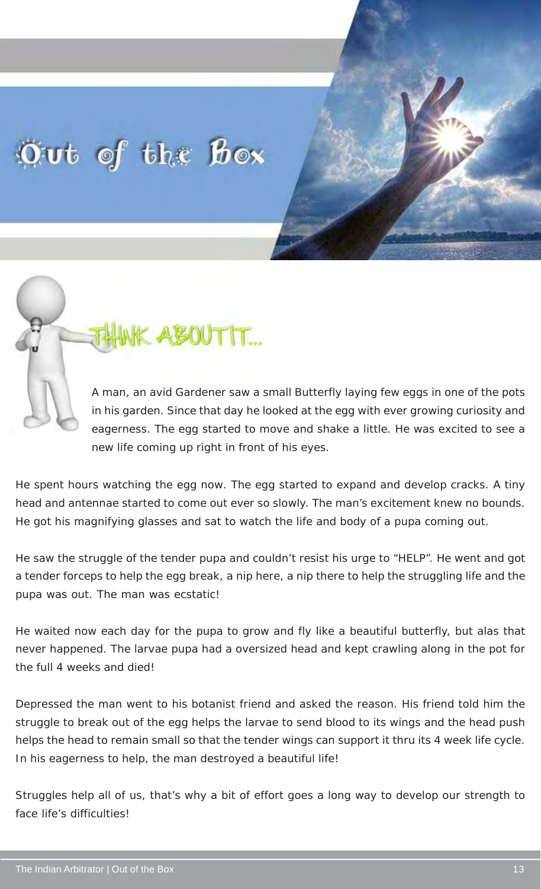# Out of the Box

## THINK ABOUT IT...

A man, an avid Gardener saw a small Butterfly laying few eggs in one of the pots in his garden. Since that day he looked at the egg with ever growing curiosity and eagerness. The egg started to move and shake a little. He was excited to see a new life coming up right in front of his eyes.

He spent hours watching the egg now. The egg started to expand and develop cracks. A tiny head and antennae started to come out ever so slowly. The man's excitement knew no bounds. He got his magnifying glasses and sat to watch the life and body of a pupa coming out.

He saw the struggle of the tender pupa and couldn't resist his urge to "HELP". He went and got a tender forceps to help the egg break, a nip here, a nip there to help the struggling life and the pupa was out. The man was ecstatic!

He waited now each day for the pupa to grow and fly like a beautiful butterfly, but alas that never happened. The larvae pupa had a oversized head and kept crawling along in the pot for the full 4 weeks and died!

Depressed the man went to his botanist friend and asked the reason. His friend told him the struggle to break out of the egg helps the larvae to send blood to its wings and the head push helps the head to remain small so that the tender wings can support it thru its 4 week life cycle. In his eagerness to help, the man destroyed a beautiful life!

Struggles help all of us, that's why a bit of effort goes a long way to develop our strength to face life's difficulties!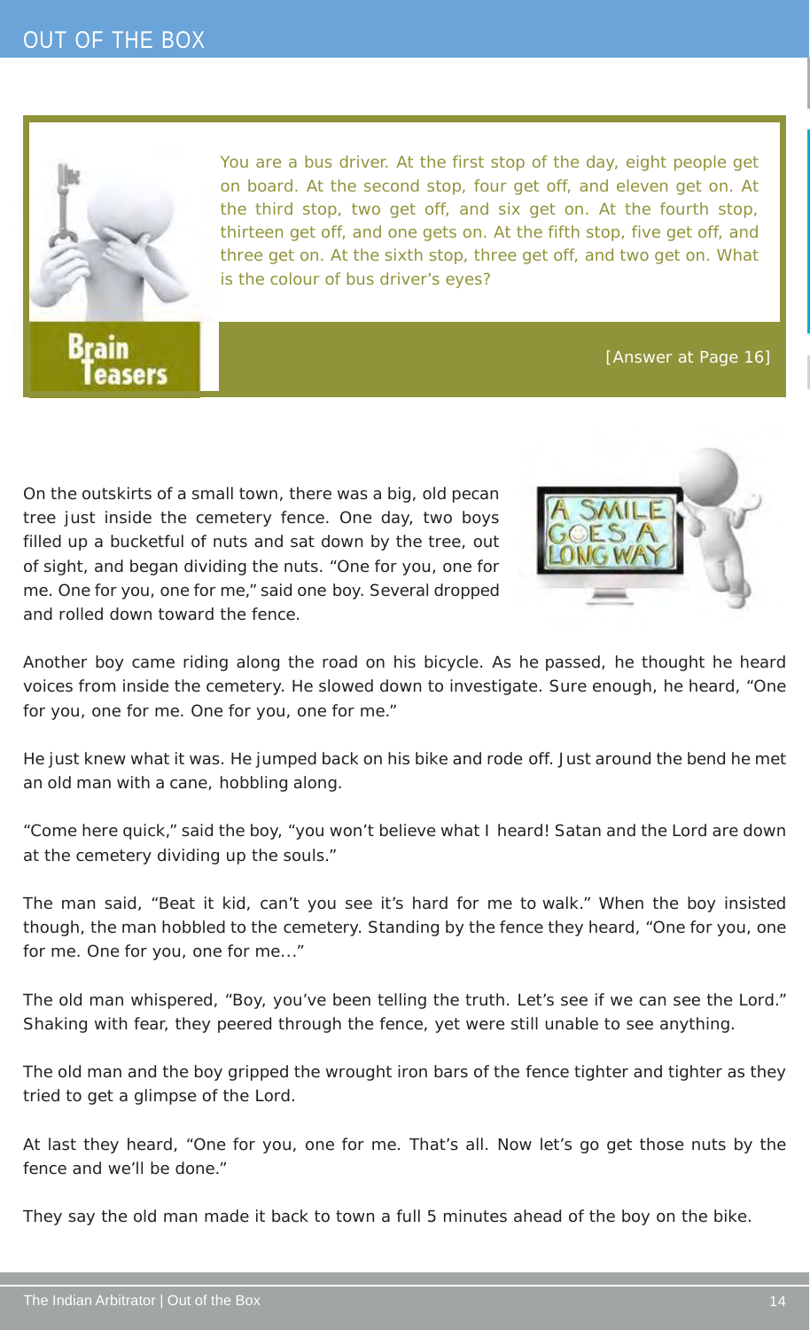## Brain Teasers

You are a bus driver. At the first stop of the day, eight people get on board. At the second stop, four get off, and eleven get on. At the third stop, two get off, and six get on. At the fourth stop, thirteen get off, and one gets on. At the fifth stop, five get off, and three get on. At the sixth stop, three get off, and two get on. What is the colour of bus driver's eyes?

[Answer at Page 16]

## A Smile Goes a Long Way

On the outskirts of a small town, there was a big, old pecan tree just inside the cemetery fence. One day, two boys filled up a bucketful of nuts and sat down by the tree, out of sight, and began dividing the nuts. "One for you, one for me. One for you, one for me," said one boy. Several dropped and rolled down toward the fence.

Another boy came riding along the road on his bicycle. As he passed, he thought he heard voices from inside the cemetery. He slowed down to investigate. Sure enough, he heard, "One for you, one for me. One for you, one for me."

He just knew what it was. He jumped back on his bike and rode off. Just around the bend he met an old man with a cane, hobbling along.

"Come here quick," said the boy, "you won't believe what I heard! Satan and the Lord are down at the cemetery dividing up the souls."

The man said, "Beat it kid, can't you see it's hard for me to walk." When the boy insisted though, the man hobbled to the cemetery. Standing by the fence they heard, "One for you, one for me. One for you, one for me..."

The old man whispered, "Boy, you've been telling the truth. Let's see if we can see the Lord." Shaking with fear, they peered through the fence, yet were still unable to see anything.

The old man and the boy gripped the wrought iron bars of the fence tighter and tighter as they tried to get a glimpse of the Lord.

At last they heard, "One for you, one for me. That's all. Now let's go get those nuts by the fence and we'll be done."

They say the old man made it back to town a full 5 minutes ahead of the boy on the bike.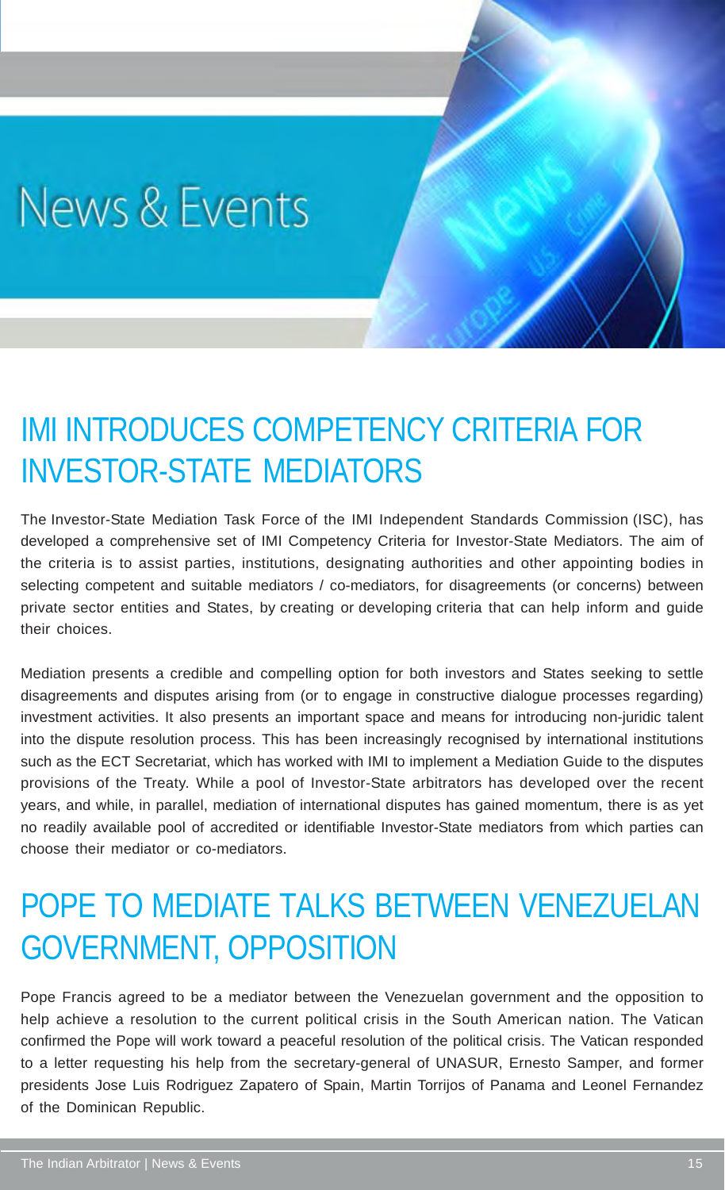# News & Events

## IMI INTRODUCES COMPETENCY CRITERIA FOR INVESTOR-STATE MEDIATORS

The Investor-State Mediation Task Force of the IMI Independent Standards Commission (ISC), has developed a comprehensive set of IMI Competency Criteria for Investor-State Mediators. The aim of the criteria is to assist parties, institutions, designating authorities and other appointing bodies in selecting competent and suitable mediators / co-mediators, for disagreements (or concerns) between private sector entities and States, by creating or developing criteria that can help inform and guide their choices.

Mediation presents a credible and compelling option for both investors and States seeking to settle disagreements and disputes arising from (or to engage in constructive dialogue processes regarding) investment activities. It also presents an important space and means for introducing non-juridic talent into the dispute resolution process. This has been increasingly recognised by international institutions such as the ECT Secretariat, which has worked with IMI to implement a Mediation Guide to the disputes provisions of the Treaty. While a pool of Investor-State arbitrators has developed over the recent years, and while, in parallel, mediation of international disputes has gained momentum, there is as yet no readily available pool of accredited or identifiable Investor-State mediators from which parties can choose their mediator or co-mediators.

## POPE TO MEDIATE TALKS BETWEEN VENEZUELAN GOVERNMENT, OPPOSITION

Pope Francis agreed to be a mediator between the Venezuelan government and the opposition to help achieve a resolution to the current political crisis in the South American nation. The Vatican confirmed the Pope will work toward a peaceful resolution of the political crisis. The Vatican responded to a letter requesting his help from the secretary-general of UNASUR, Ernesto Samper, and former presidents Jose Luis Rodriguez Zapatero of Spain, Martin Torrijos of Panama and Leonel Fernandez of the Dominican Republic.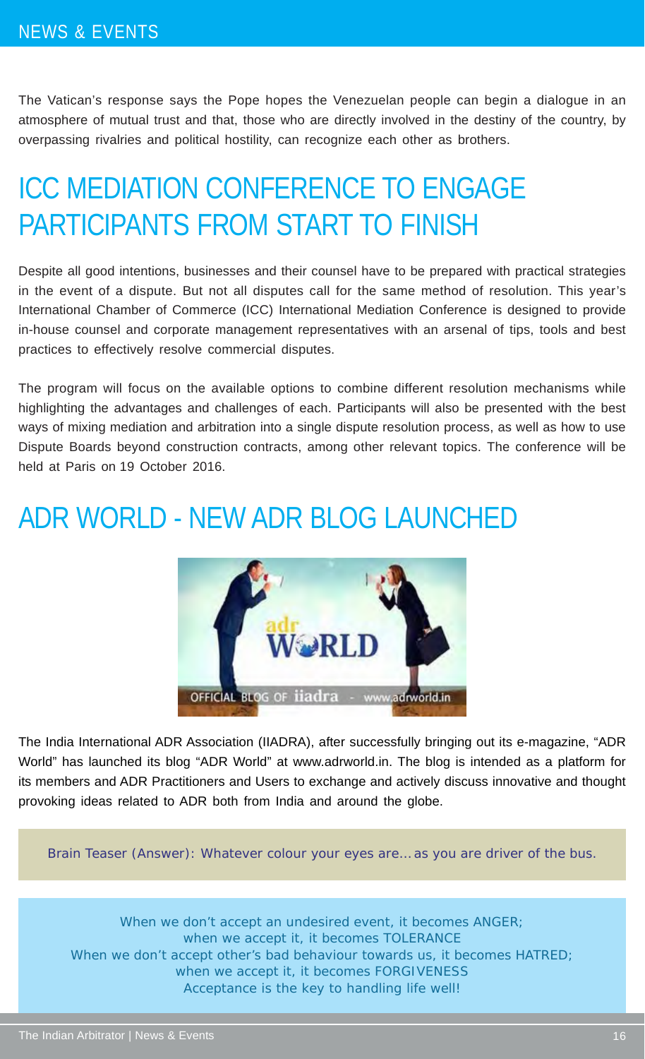The Vatican's response says the Pope hopes the Venezuelan people can begin a dialogue in an atmosphere of mutual trust and that, those who are directly involved in the destiny of the country, by overpassing rivalries and political hostility, can recognize each other as brothers.

## ICC MEDIATION CONFERENCE TO ENGAGE PARTICIPANTS FROM START TO FINISH

Despite all good intentions, businesses and their counsel have to be prepared with practical strategies in the event of a dispute. But not all disputes call for the same method of resolution. This year's International Chamber of Commerce (ICC) International Mediation Conference is designed to provide in-house counsel and corporate management representatives with an arsenal of tips, tools and best practices to effectively resolve commercial disputes.

The program will focus on the available options to combine different resolution mechanisms while highlighting the advantages and challenges of each. Participants will also be presented with the best ways of mixing mediation and arbitration into a single dispute resolution process, as well as how to use Dispute Boards beyond construction contracts, among other relevant topics. The conference will be held at Paris on 19 October 2016.

## ADR WORLD - NEW ADR BLOG LAUNCHED

The India International ADR Association (IIADRA), after successfully bringing out its e-magazine, "ADR World" has launched its blog "ADR World" at www.adrworld.in. The blog is intended as a platform for its members and ADR Practitioners and Users to exchange and actively discuss innovative and thought provoking ideas related to ADR both from India and around the globe.

*Brain Teaser (Answer): Whatever colour your eyes are... as you are driver of the bus.*

*When we don't accept an undesired event, it becomes ANGER;*
*when we accept it, it becomes TOLERANCE*
*When we don't accept other's bad behaviour towards us, it becomes HATRED;*
*when we accept it, it becomes FORGIVENESS*
*Acceptance is the key to handling life well!*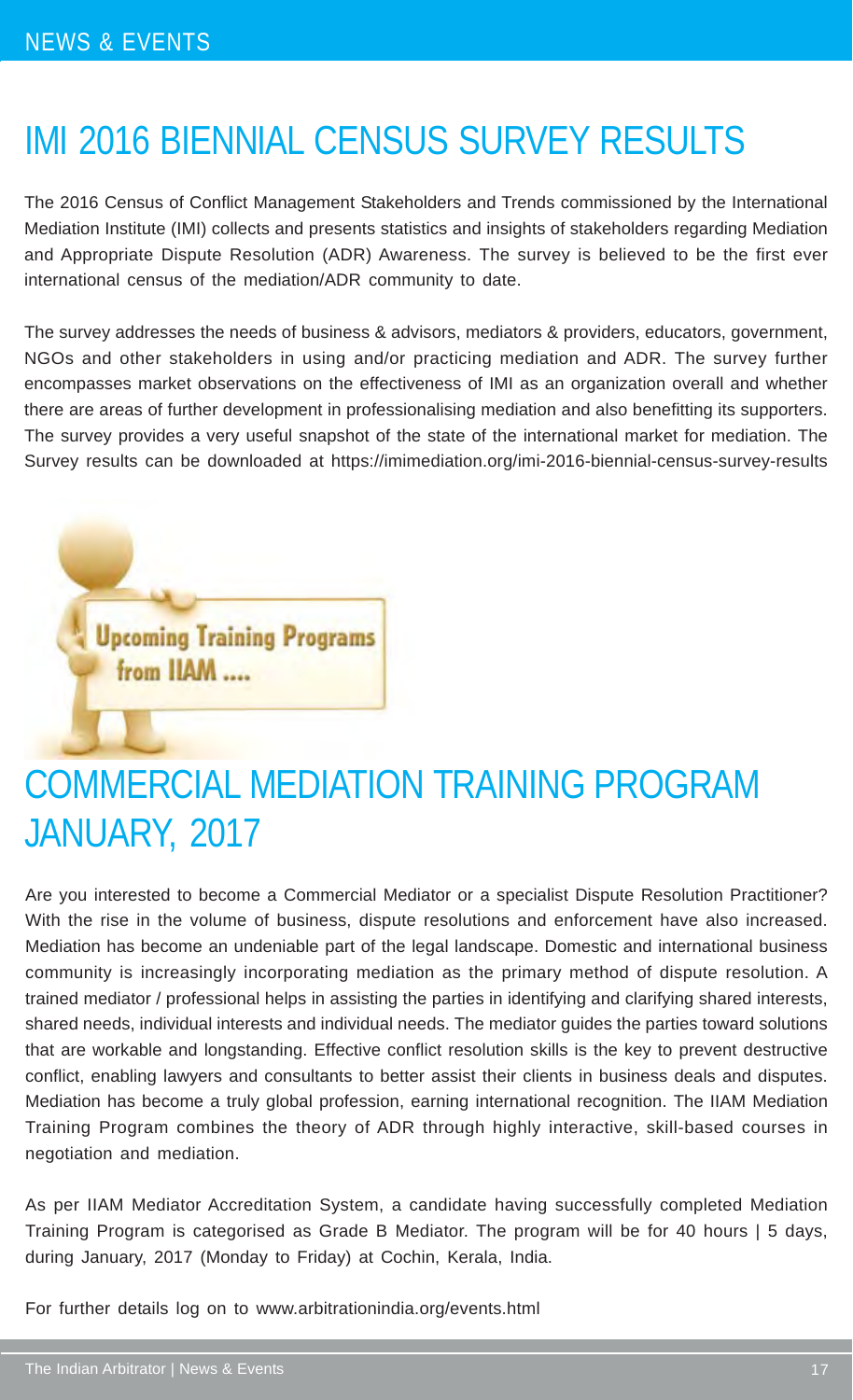# IMI 2016 BIENNIAL CENSUS SURVEY RESULTS

The 2016 Census of Conflict Management Stakeholders and Trends commissioned by the International Mediation Institute (IMI) collects and presents statistics and insights of stakeholders regarding Mediation and Appropriate Dispute Resolution (ADR) Awareness. The survey is believed to be the first ever international census of the mediation/ADR community to date.

The survey addresses the needs of business & advisors, mediators & providers, educators, government, NGOs and other stakeholders in using and/or practicing mediation and ADR. The survey further encompasses market observations on the effectiveness of IMI as an organization overall and whether there are areas of further development in professionalising mediation and also benefitting its supporters. The survey provides a very useful snapshot of the state of the international market for mediation. The Survey results can be downloaded at https://imimediation.org/imi-2016-biennial-census-survey-results

**Upcoming Training Programs from IIAM ....**

# COMMERCIAL MEDIATION TRAINING PROGRAM JANUARY, 2017

Are you interested to become a Commercial Mediator or a specialist Dispute Resolution Practitioner? With the rise in the volume of business, dispute resolutions and enforcement have also increased. Mediation has become an undeniable part of the legal landscape. Domestic and international business community is increasingly incorporating mediation as the primary method of dispute resolution. A trained mediator / professional helps in assisting the parties in identifying and clarifying shared interests, shared needs, individual interests and individual needs. The mediator guides the parties toward solutions that are workable and longstanding. Effective conflict resolution skills is the key to prevent destructive conflict, enabling lawyers and consultants to better assist their clients in business deals and disputes. Mediation has become a truly global profession, earning international recognition. The IIAM Mediation Training Program combines the theory of ADR through highly interactive, skill-based courses in negotiation and mediation.

As per IIAM Mediator Accreditation System, a candidate having successfully completed Mediation Training Program is categorised as Grade B Mediator. The program will be for 40 hours | 5 days, during January, 2017 (Monday to Friday) at Cochin, Kerala, India.

For further details log on to www.arbitrationindia.org/events.html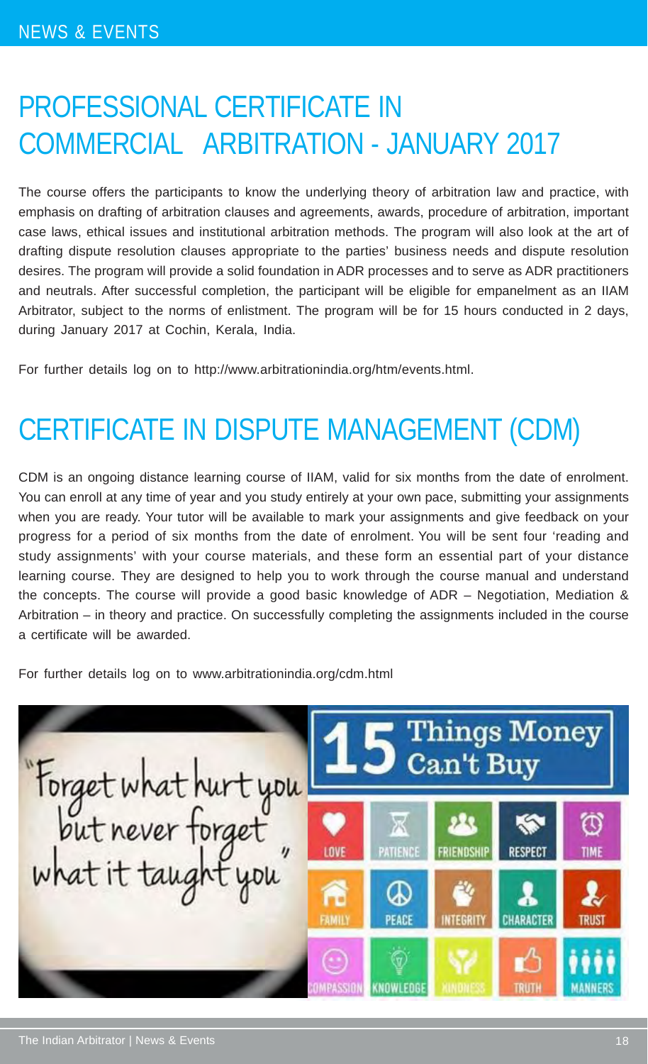# PROFESSIONAL CERTIFICATE IN COMMERCIAL ARBITRATION - JANUARY 2017

The course offers the participants to know the underlying theory of arbitration law and practice, with emphasis on drafting of arbitration clauses and agreements, awards, procedure of arbitration, important case laws, ethical issues and institutional arbitration methods. The program will also look at the art of drafting dispute resolution clauses appropriate to the parties' business needs and dispute resolution desires. The program will provide a solid foundation in ADR processes and to serve as ADR practitioners and neutrals. After successful completion, the participant will be eligible for empanelment as an IIAM Arbitrator, subject to the norms of enlistment. The program will be for 15 hours conducted in 2 days, during January 2017 at Cochin, Kerala, India.

For further details log on to http://www.arbitrationindia.org/htm/events.html.

# CERTIFICATE IN DISPUTE MANAGEMENT (CDM)

CDM is an ongoing distance learning course of IIAM, valid for six months from the date of enrolment. You can enroll at any time of year and you study entirely at your own pace, submitting your assignments when you are ready. Your tutor will be available to mark your assignments and give feedback on your progress for a period of six months from the date of enrolment. You will be sent four 'reading and study assignments' with your course materials, and these form an essential part of your distance learning course. They are designed to help you to work through the course manual and understand the concepts. The course will provide a good basic knowledge of ADR – Negotiation, Mediation & Arbitration – in theory and practice. On successfully completing the assignments included in the course a certificate will be awarded.

For further details log on to www.arbitrationindia.org/cdm.html